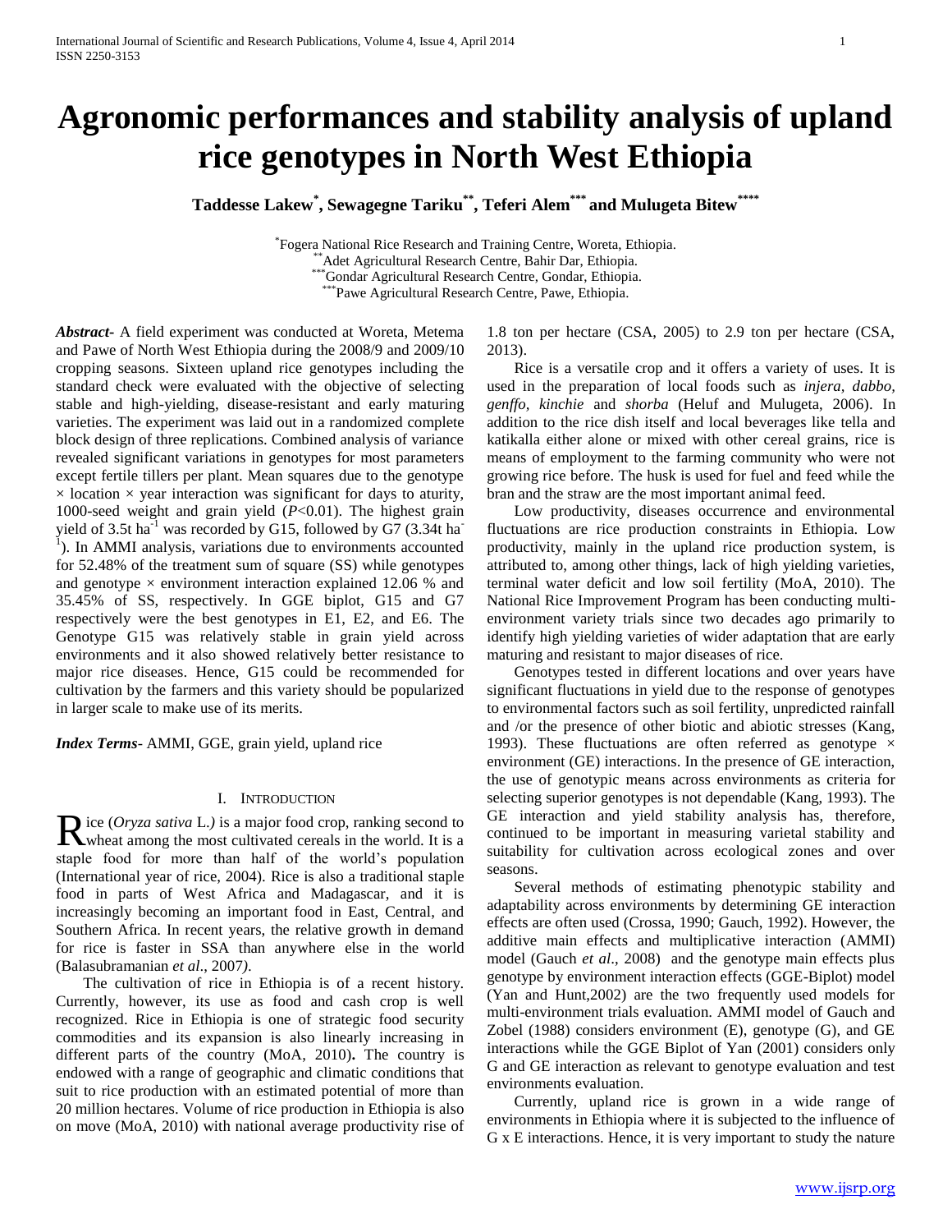# Agronomic performances and stability analysis of upland rice genotypes in North West Ethiopia

**Taddesse Lakew[\*], Sewagegne Tariku[\*\*], Teferi Alem[\*\*\*] and Mulugeta Bitew[\*\*\*\*]**

[\*]Fogera National Rice Research and Training Centre, Woreta, Ethiopia.
[\*\*]Adet Agricultural Research Centre, Bahir Dar, Ethiopia.
[\*\*\*]Gondar Agricultural Research Centre, Gondar, Ethiopia.
[\*\*\*\*]Pawe Agricultural Research Centre, Pawe, Ethiopia.

***Abstract-*** A field experiment was conducted at Woreta, Metema and Pawe of North West Ethiopia during the 2008/9 and 2009/10 cropping seasons. Sixteen upland rice genotypes including the standard check were evaluated with the objective of selecting stable and high-yielding, disease-resistant and early maturing varieties. The experiment was laid out in a randomized complete block design of three replications. Combined analysis of variance revealed significant variations in genotypes for most parameters except fertile tillers per plant. Mean squares due to the genotype × location × year interaction was significant for days to aturity, 1000-seed weight and grain yield ($P$<0.01). The highest grain yield of 3.5t ha$^{-1}$ was recorded by G15, followed by G7 (3.34t ha$^{-1}$). In AMMI analysis, variations due to environments accounted for 52.48% of the treatment sum of square (SS) while genotypes and genotype × environment interaction explained 12.06 % and 35.45% of SS, respectively. In GGE biplot, G15 and G7 respectively were the best genotypes in E1, E2, and E6. The Genotype G15 was relatively stable in grain yield across environments and it also showed relatively better resistance to major rice diseases. Hence, G15 could be recommended for cultivation by the farmers and this variety should be popularized in larger scale to make use of its merits.

***Index Terms***- AMMI, GGE, grain yield, upland rice

## I. Introduction

Rice (*Oryza sativa* L.*)* is a major food crop, ranking second to wheat among the most cultivated cereals in the world. It is a staple food for more than half of the world's population (International year of rice, 2004). Rice is also a traditional staple food in parts of West Africa and Madagascar, and it is increasingly becoming an important food in East, Central, and Southern Africa. In recent years, the relative growth in demand for rice is faster in SSA than anywhere else in the world (Balasubramanian *et al*., 2007*)*.

The cultivation of rice in Ethiopia is of a recent history. Currently, however, its use as food and cash crop is well recognized. Rice in Ethiopia is one of strategic food security commodities and its expansion is also linearly increasing in different parts of the country (MoA, 2010)**.** The country is endowed with a range of geographic and climatic conditions that suit to rice production with an estimated potential of more than 20 million hectares. Volume of rice production in Ethiopia is also on move (MoA, 2010) with national average productivity rise of 1.8 ton per hectare (CSA, 2005) to 2.9 ton per hectare (CSA, 2013).

Rice is a versatile crop and it offers a variety of uses. It is used in the preparation of local foods such as *injera, dabbo, genffo, kinchie* and *shorba* (Heluf and Mulugeta, 2006). In addition to the rice dish itself and local beverages like tella and katikalla either alone or mixed with other cereal grains, rice is means of employment to the farming community who were not growing rice before. The husk is used for fuel and feed while the bran and the straw are the most important animal feed.

Low productivity, diseases occurrence and environmental fluctuations are rice production constraints in Ethiopia. Low productivity, mainly in the upland rice production system, is attributed to, among other things, lack of high yielding varieties, terminal water deficit and low soil fertility (MoA, 2010). The National Rice Improvement Program has been conducting multi-environment variety trials since two decades ago primarily to identify high yielding varieties of wider adaptation that are early maturing and resistant to major diseases of rice.

Genotypes tested in different locations and over years have significant fluctuations in yield due to the response of genotypes to environmental factors such as soil fertility, unpredicted rainfall and /or the presence of other biotic and abiotic stresses (Kang, 1993). These fluctuations are often referred as genotype × environment (GE) interactions. In the presence of GE interaction, the use of genotypic means across environments as criteria for selecting superior genotypes is not dependable (Kang, 1993). The GE interaction and yield stability analysis has, therefore, continued to be important in measuring varietal stability and suitability for cultivation across ecological zones and over seasons.

Several methods of estimating phenotypic stability and adaptability across environments by determining GE interaction effects are often used (Crossa, 1990; Gauch, 1992). However, the additive main effects and multiplicative interaction (AMMI) model (Gauch *et al*., 2008) and the genotype main effects plus genotype by environment interaction effects (GGE-Biplot) model (Yan and Hunt,2002) are the two frequently used models for multi-environment trials evaluation. AMMI model of Gauch and Zobel (1988) considers environment (E), genotype (G), and GE interactions while the GGE Biplot of Yan (2001) considers only G and GE interaction as relevant to genotype evaluation and test environments evaluation.

Currently, upland rice is grown in a wide range of environments in Ethiopia where it is subjected to the influence of G x E interactions. Hence, it is very important to study the nature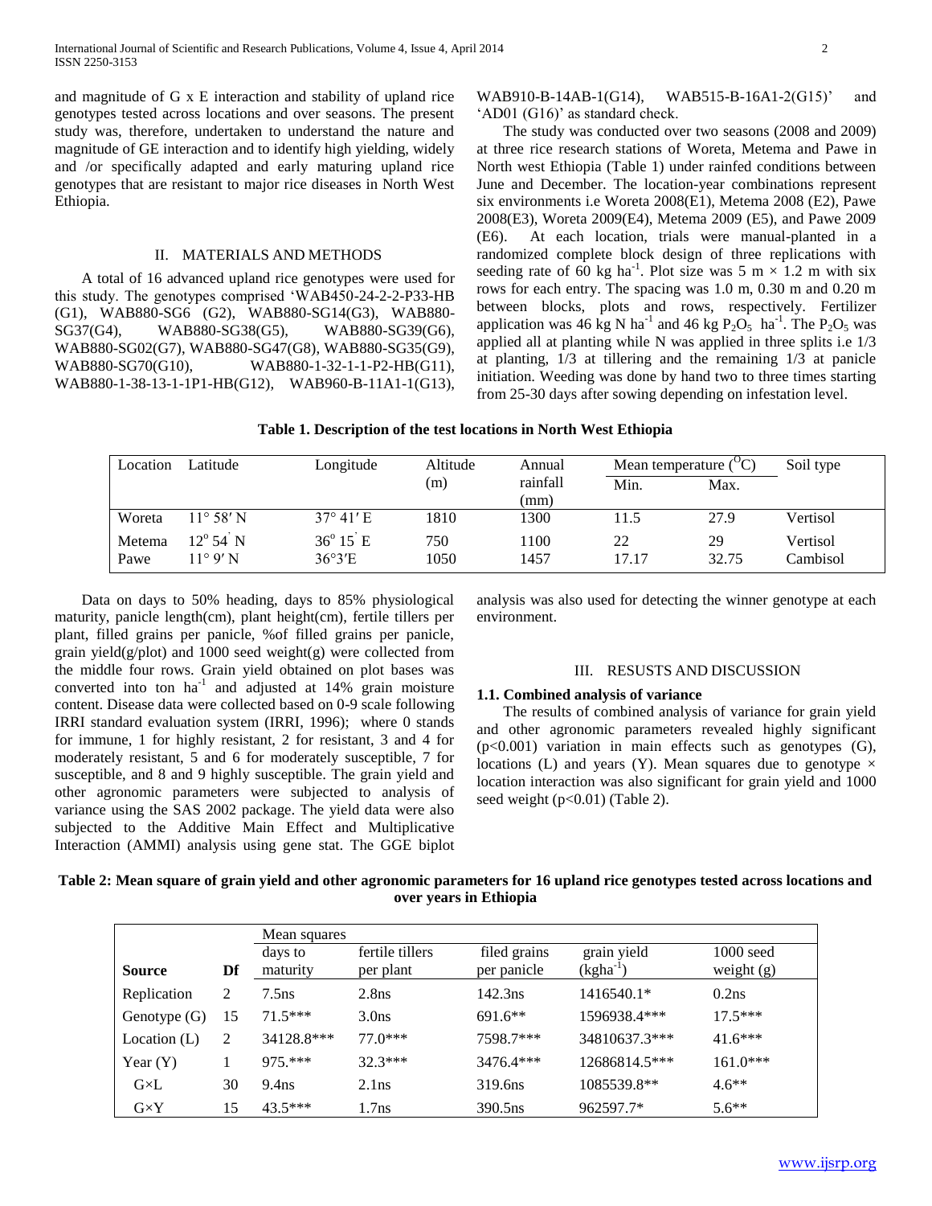and magnitude of G x E interaction and stability of upland rice genotypes tested across locations and over seasons. The present study was, therefore, undertaken to understand the nature and magnitude of GE interaction and to identify high yielding, widely and /or specifically adapted and early maturing upland rice genotypes that are resistant to major rice diseases in North West Ethiopia.

## II. MATERIALS AND METHODS

A total of 16 advanced upland rice genotypes were used for this study. The genotypes comprised 'WAB450-24-2-2-P33-HB (G1), WAB880-SG6 (G2), WAB880-SG14(G3), WAB880-SG37(G4), WAB880-SG38(G5), WAB880-SG39(G6), WAB880-SG02(G7), WAB880-SG47(G8), WAB880-SG35(G9), WAB880-SG70(G10), WAB880-1-32-1-1-P2-HB(G11), WAB880-1-38-13-1-1P1-HB(G12), WAB960-B-11A1-1(G13), WAB910-B-14AB-1(G14), WAB515-B-16A1-2(G15)' and 'AD01 (G16)' as standard check.

The study was conducted over two seasons (2008 and 2009) at three rice research stations of Woreta, Metema and Pawe in North west Ethiopia (Table 1) under rainfed conditions between June and December. The location-year combinations represent six environments i.e Woreta 2008(E1), Metema 2008 (E2), Pawe 2008(E3), Woreta 2009(E4), Metema 2009 (E5), and Pawe 2009 (E6). At each location, trials were manual-planted in a randomized complete block design of three replications with seeding rate of 60 kg $ha^{-1}$. Plot size was 5 m × 1.2 m with six rows for each entry. The spacing was 1.0 m, 0.30 m and 0.20 m between blocks, plots and rows, respectively. Fertilizer application was 46 kg N $ha^{-1}$ and 46 kg $P_2O_5$ $ha^{-1}$. The $P_2O_5$ was applied all at planting while N was applied in three splits i.e 1/3 at planting, 1/3 at tillering and the remaining 1/3 at panicle initiation. Weeding was done by hand two to three times starting from 25-30 days after sowing depending on infestation level.

**Table 1. Description of the test locations in North West Ethiopia**

| Location | Latitude | Longitude | Altitude (m) | Annual rainfall (mm) | Mean temperature ($^{O}C$) | | Soil type |
|---|---|---|---|---|---|---|---|
| | | | | | Min. | Max. | |
| Woreta | 11° 58′ N | 37° 41′ E | 1810 | 1300 | 11.5 | 27.9 | Vertisol |
| Metema | 12° 54′ N | 36° 15′ E | 750 | 1100 | 22 | 29 | Vertisol |
| Pawe | 11° 9′ N | 36°3′E | 1050 | 1457 | 17.17 | 32.75 | Cambisol |

Data on days to 50% heading, days to 85% physiological maturity, panicle length(cm), plant height(cm), fertile tillers per plant, filled grains per panicle, %of filled grains per panicle, grain yield(g/plot) and 1000 seed weight(g) were collected from the middle four rows. Grain yield obtained on plot bases was converted into ton $ha^{-1}$ and adjusted at 14% grain moisture content. Disease data were collected based on 0-9 scale following IRRI standard evaluation system (IRRI, 1996); where 0 stands for immune, 1 for highly resistant, 2 for resistant, 3 and 4 for moderately resistant, 5 and 6 for moderately susceptible, 7 for susceptible, and 8 and 9 highly susceptible. The grain yield and other agronomic parameters were subjected to analysis of variance using the SAS 2002 package. The yield data were also subjected to the Additive Main Effect and Multiplicative Interaction (AMMI) analysis using gene stat. The GGE biplot analysis was also used for detecting the winner genotype at each environment.

## III. RESUSTS AND DISCUSSION

### 1.1. Combined analysis of variance

The results of combined analysis of variance for grain yield and other agronomic parameters revealed highly significant ($p<0.001$) variation in main effects such as genotypes (G), locations (L) and years (Y). Mean squares due to genotype × location interaction was also significant for grain yield and 1000 seed weight ($p<0.01$) (Table 2).

**Table 2: Mean square of grain yield and other agronomic parameters for 16 upland rice genotypes tested across locations and over years in Ethiopia**

| | | Mean squares | | | | |
|---|---|---|---|---|---|---|
| **Source** | **Df** | days to maturity | fertile tillers per plant | filed grains per panicle | grain yield ($kgha^{-1}$) | 1000 seed weight (g) |
| Replication | 2 | 7.5ns | 2.8ns | 142.3ns | 1416540.1* | 0.2ns |
| Genotype (G) | 15 | 71.5*** | 3.0ns | 691.6** | 1596938.4*** | 17.5*** |
| Location (L) | 2 | 34128.8*** | 77.0*** | 7598.7*** | 34810637.3*** | 41.6*** |
| Year (Y) | 1 | 975.*** | 32.3*** | 3476.4*** | 12686814.5*** | 161.0*** |
| G×L | 30 | 9.4ns | 2.1ns | 319.6ns | 1085539.8** | 4.6** |
| G×Y | 15 | 43.5*** | 1.7ns | 390.5ns | 962597.7* | 5.6** |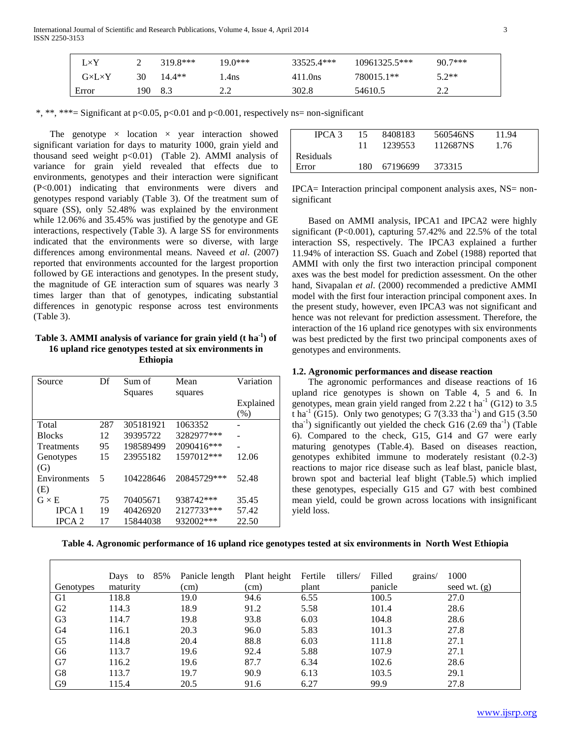| L×Y | 2 | 319.8*** | 19.0*** | 33525.4*** | 10961325.5*** | 90.7*** |
|---|---|---|---|---|---|---|
| G×L×Y | 30 | 14.4** | 1.4ns | 411.0ns | 780015.1** | 5.2** |
| Error | 190 | 8.3 | 2.2 | 302.8 | 54610.5 | 2.2 |

*, **, ***= Significant at $p<0.05$, $p<0.01$ and $p<0.001$, respectively ns= non-significant

The genotype × location × year interaction showed significant variation for days to maturity 1000, grain yield and thousand seed weight $p<0.01$) (Table 2). AMMI analysis of variance for grain yield revealed that effects due to environments, genotypes and their interaction were significant ($P<0.001$) indicating that environments were divers and genotypes respond variably (Table 3). Of the treatment sum of square (SS), only 52.48% was explained by the environment while 12.06% and 35.45% was justified by the genotype and GE interactions, respectively (Table 3). A large SS for environments indicated that the environments were so diverse, with large differences among environmental means. Naveed *et al*. (2007) reported that environments accounted for the largest proportion followed by GE interactions and genotypes. In the present study, the magnitude of GE interaction sum of squares was nearly 3 times larger than that of genotypes, indicating substantial differences in genotypic response across test environments (Table 3).

**Table 3. AMMI analysis of variance for grain yield (t ha$^{-1}$) of 16 upland rice genotypes tested at six environments in Ethiopia**

| Source | Df | Sum of Squares | Mean squares | Variation Explained (%) |
|---|---|---|---|---|
| Total | 287 | 305181921 | 1063352 | - |
| Blocks | 12 | 39395722 | 3282977*** | - |
| Treatments | 95 | 198589499 | 2090416*** | - |
| Genotypes (G) | 15 | 23955182 | 1597012*** | 12.06 |
| Environments (E) | 5 | 104228646 | 20845729*** | 52.48 |
| G × E | 75 | 70405671 | 938742*** | 35.45 |
| IPCA 1 | 19 | 40426920 | 2127733*** | 57.42 |
| IPCA 2 | 17 | 15844038 | 932002*** | 22.50 |
| IPCA 3 | 15 | 8408183 | 560546NS | 11.94 |
| Residuals | 11 | 1239553 | 112687NS | 1.76 |
| Error | 180 | 67196699 | 373315 | |

IPCA= Interaction principal component analysis axes, NS= non-significant

Based on AMMI analysis, IPCA1 and IPCA2 were highly significant ($P<0.001$), capturing 57.42% and 22.5% of the total interaction SS, respectively. The IPCA3 explained a further 11.94% of interaction SS. Guach and Zobel (1988) reported that AMMI with only the first two interaction principal component axes was the best model for prediction assessment. On the other hand, Sivapalan *et al*. (2000) recommended a predictive AMMI model with the first four interaction principal component axes. In the present study, however, even IPCA3 was not significant and hence was not relevant for prediction assessment. Therefore, the interaction of the 16 upland rice genotypes with six environments was best predicted by the first two principal components axes of genotypes and environments.

### 1.2. Agronomic performances and disease reaction

The agronomic performances and disease reactions of 16 upland rice genotypes is shown on Table 4, 5 and 6. In genotypes, mean grain yield ranged from 2.22 t ha$^{-1}$ (G12) to 3.5 t ha$^{-1}$ (G15). Only two genotypes; G 7(3.33 tha$^{-1}$) and G15 (3.50 tha$^{-1}$) significantly out yielded the check G16 (2.69 tha$^{-1}$) (Table 6). Compared to the check, G15, G14 and G7 were early maturing genotypes (Table.4). Based on diseases reaction, genotypes exhibited immune to moderately resistant (0.2-3) reactions to major rice disease such as leaf blast, panicle blast, brown spot and bacterial leaf blight (Table.5) which implied these genotypes, especially G15 and G7 with best combined mean yield, could be grown across locations with insignificant yield loss.

**Table 4. Agronomic performance of 16 upland rice genotypes tested at six environments in North West Ethiopia**

| Genotypes | Days to 85% maturity | Panicle length (cm) | Plant height (cm) | Fertile tillers/ plant | Filled grains/ panicle | 1000 seed wt. (g) |
|---|---|---|---|---|---|---|
| G1 | 118.8 | 19.0 | 94.6 | 6.55 | 100.5 | 27.0 |
| G2 | 114.3 | 18.9 | 91.2 | 5.58 | 101.4 | 28.6 |
| G3 | 114.7 | 19.8 | 93.8 | 6.03 | 104.8 | 28.6 |
| G4 | 116.1 | 20.3 | 96.0 | 5.83 | 101.3 | 27.8 |
| G5 | 114.8 | 20.4 | 88.8 | 6.03 | 111.8 | 27.1 |
| G6 | 113.7 | 19.6 | 92.4 | 5.88 | 107.9 | 27.1 |
| G7 | 116.2 | 19.6 | 87.7 | 6.34 | 102.6 | 28.6 |
| G8 | 113.7 | 19.7 | 90.9 | 6.13 | 103.5 | 29.1 |
| G9 | 115.4 | 20.5 | 91.6 | 6.27 | 99.9 | 27.8 |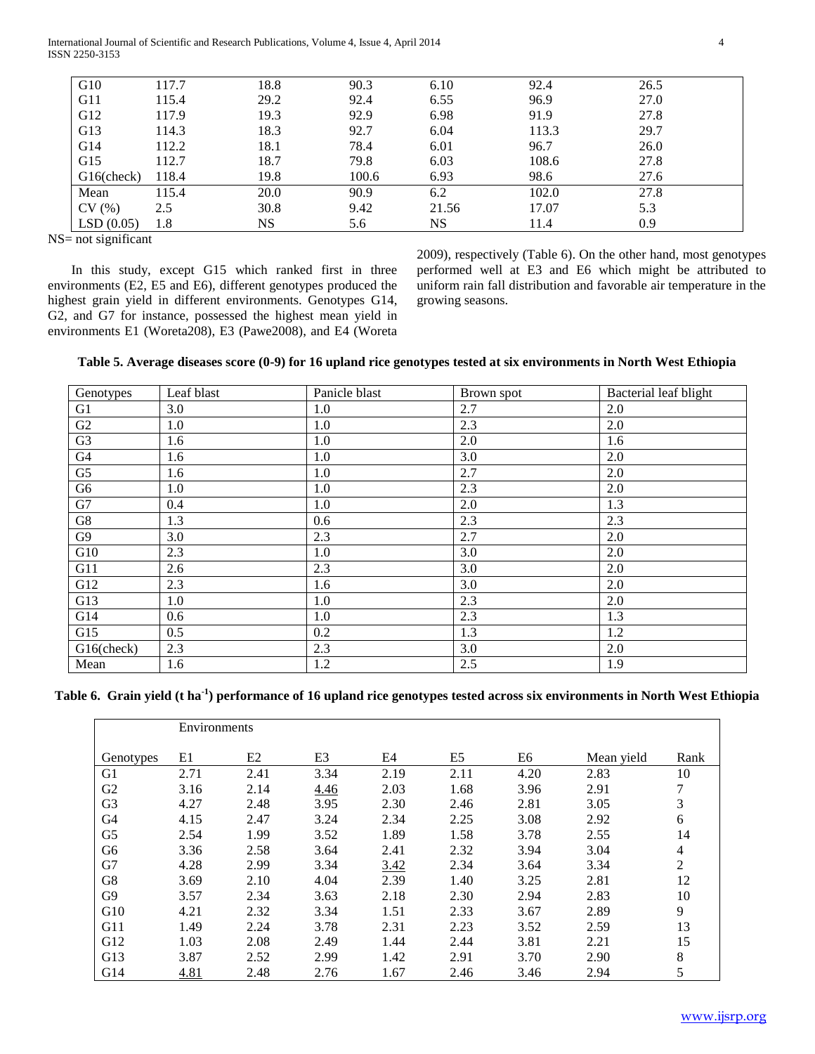| | | | | | | |
|---|---|---|---|---|---|---|
| G10 | 117.7 | 18.8 | 90.3 | 6.10 | 92.4 | 26.5 |
| G11 | 115.4 | 29.2 | 92.4 | 6.55 | 96.9 | 27.0 |
| G12 | 117.9 | 19.3 | 92.9 | 6.98 | 91.9 | 27.8 |
| G13 | 114.3 | 18.3 | 92.7 | 6.04 | 113.3 | 29.7 |
| G14 | 112.2 | 18.1 | 78.4 | 6.01 | 96.7 | 26.0 |
| G15 | 112.7 | 18.7 | 79.8 | 6.03 | 108.6 | 27.8 |
| G16(check) | 118.4 | 19.8 | 100.6 | 6.93 | 98.6 | 27.6 |
| Mean | 115.4 | 20.0 | 90.9 | 6.2 | 102.0 | 27.8 |
| CV (%) | 2.5 | 30.8 | 9.42 | 21.56 | 17.07 | 5.3 |
| LSD (0.05) | 1.8 | NS | 5.6 | NS | 11.4 | 0.9 |

NS= not significant

In this study, except G15 which ranked first in three environments (E2, E5 and E6), different genotypes produced the highest grain yield in different environments. Genotypes G14, G2, and G7 for instance, possessed the highest mean yield in environments E1 (Woreta208), E3 (Pawe2008), and E4 (Woreta 2009), respectively (Table 6). On the other hand, most genotypes performed well at E3 and E6 which might be attributed to uniform rain fall distribution and favorable air temperature in the growing seasons.

**Table 5. Average diseases score (0-9) for 16 upland rice genotypes tested at six environments in North West Ethiopia**

| Genotypes | Leaf blast | Panicle blast | Brown spot | Bacterial leaf blight |
|---|---|---|---|---|
| G1 | 3.0 | 1.0 | 2.7 | 2.0 |
| G2 | 1.0 | 1.0 | 2.3 | 2.0 |
| G3 | 1.6 | 1.0 | 2.0 | 1.6 |
| G4 | 1.6 | 1.0 | 3.0 | 2.0 |
| G5 | 1.6 | 1.0 | 2.7 | 2.0 |
| G6 | 1.0 | 1.0 | 2.3 | 2.0 |
| G7 | 0.4 | 1.0 | 2.0 | 1.3 |
| G8 | 1.3 | 0.6 | 2.3 | 2.3 |
| G9 | 3.0 | 2.3 | 2.7 | 2.0 |
| G10 | 2.3 | 1.0 | 3.0 | 2.0 |
| G11 | 2.6 | 2.3 | 3.0 | 2.0 |
| G12 | 2.3 | 1.6 | 3.0 | 2.0 |
| G13 | 1.0 | 1.0 | 2.3 | 2.0 |
| G14 | 0.6 | 1.0 | 2.3 | 1.3 |
| G15 | 0.5 | 0.2 | 1.3 | 1.2 |
| G16(check) | 2.3 | 2.3 | 3.0 | 2.0 |
| Mean | 1.6 | 1.2 | 2.5 | 1.9 |

**Table 6. Grain yield (t ha$^{-1}$) performance of 16 upland rice genotypes tested across six environments in North West Ethiopia**

| | Environments | | | | | | | |
|---|---|---|---|---|---|---|---|---|
| Genotypes | E1 | E2 | E3 | E4 | E5 | E6 | Mean yield | Rank |
| G1 | 2.71 | 2.41 | 3.34 | 2.19 | 2.11 | 4.20 | 2.83 | 10 |
| G2 | 3.16 | 2.14 | <u>4.46</u> | 2.03 | 1.68 | 3.96 | 2.91 | 7 |
| G3 | 4.27 | 2.48 | 3.95 | 2.30 | 2.46 | 2.81 | 3.05 | 3 |
| G4 | 4.15 | 2.47 | 3.24 | 2.34 | 2.25 | 3.08 | 2.92 | 6 |
| G5 | 2.54 | 1.99 | 3.52 | 1.89 | 1.58 | 3.78 | 2.55 | 14 |
| G6 | 3.36 | 2.58 | 3.64 | 2.41 | 2.32 | 3.94 | 3.04 | 4 |
| G7 | 4.28 | 2.99 | 3.34 | <u>3.42</u> | 2.34 | 3.64 | 3.34 | 2 |
| G8 | 3.69 | 2.10 | 4.04 | 2.39 | 1.40 | 3.25 | 2.81 | 12 |
| G9 | 3.57 | 2.34 | 3.63 | 2.18 | 2.30 | 2.94 | 2.83 | 10 |
| G10 | 4.21 | 2.32 | 3.34 | 1.51 | 2.33 | 3.67 | 2.89 | 9 |
| G11 | 1.49 | 2.24 | 3.78 | 2.31 | 2.23 | 3.52 | 2.59 | 13 |
| G12 | 1.03 | 2.08 | 2.49 | 1.44 | 2.44 | 3.81 | 2.21 | 15 |
| G13 | 3.87 | 2.52 | 2.99 | 1.42 | 2.91 | 3.70 | 2.90 | 8 |
| G14 | <u>4.81</u> | 2.48 | 2.76 | 1.67 | 2.46 | 3.46 | 2.94 | 5 |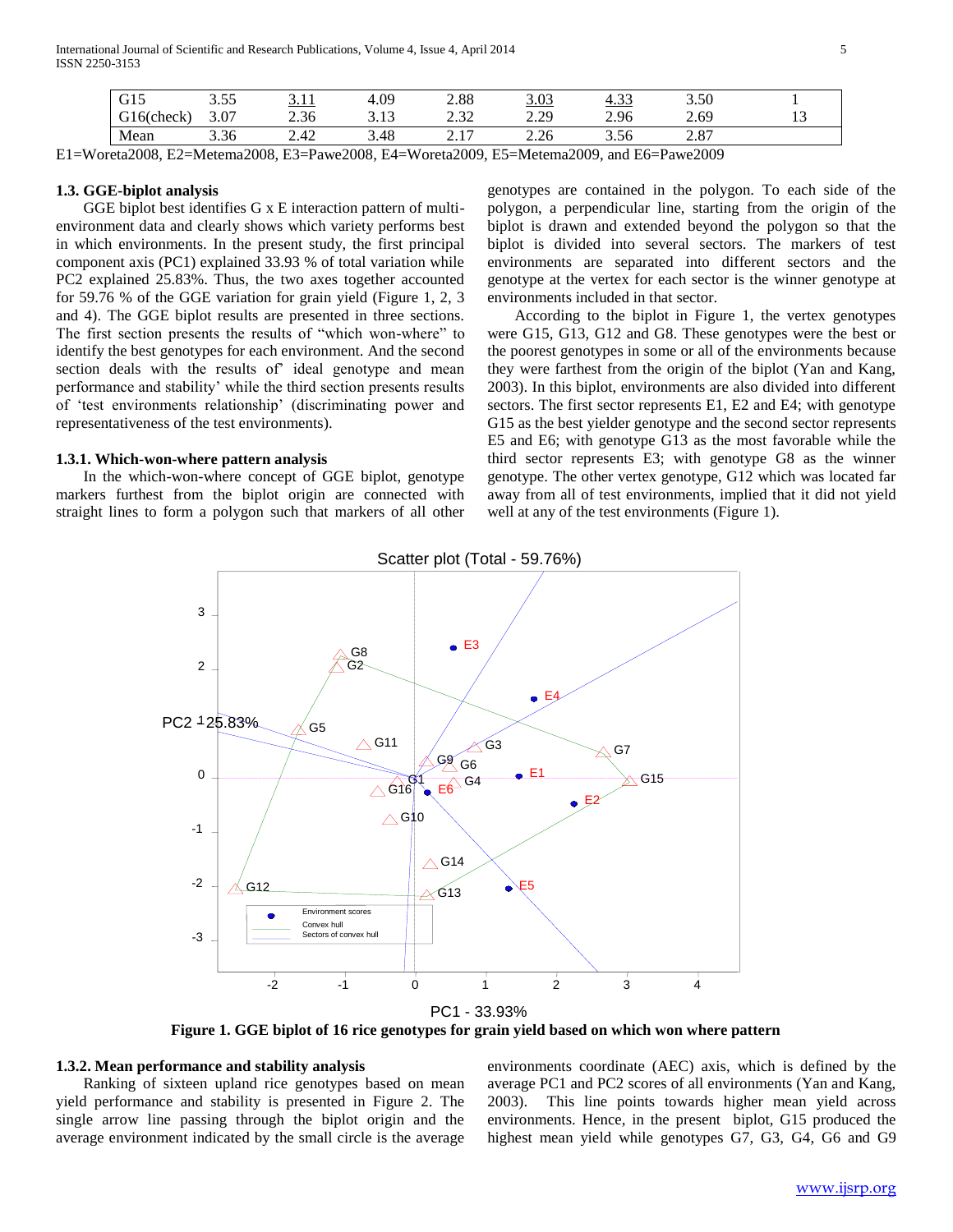| G15 | 3.55 | 3.11 | 4.09 | 2.88 | 3.03 | 4.33 | 3.50 | 1 |
|---|---|---|---|---|---|---|---|---|
| G16(check) | 3.07 | 2.36 | 3.13 | 2.32 | 2.29 | 2.96 | 2.69 | 13 |
| Mean | 3.36 | 2.42 | 3.48 | 2.17 | 2.26 | 3.56 | 2.87 | |

E1=Woreta2008, E2=Metema2008, E3=Pawe2008, E4=Woreta2009, E5=Metema2009, and E6=Pawe2009

### 1.3. GGE-biplot analysis

GGE biplot best identifies G x E interaction pattern of multi-environment data and clearly shows which variety performs best in which environments. In the present study, the first principal component axis (PC1) explained 33.93 % of total variation while PC2 explained 25.83%. Thus, the two axes together accounted for 59.76 % of the GGE variation for grain yield (Figure 1, 2, 3 and 4). The GGE biplot results are presented in three sections. The first section presents the results of "which won-where" to identify the best genotypes for each environment. And the second section deals with the results of' ideal genotype and mean performance and stability' while the third section presents results of 'test environments relationship' (discriminating power and representativeness of the test environments).

#### 1.3.1. Which-won-where pattern analysis

In the which-won-where concept of GGE biplot, genotype markers furthest from the biplot origin are connected with straight lines to form a polygon such that markers of all other genotypes are contained in the polygon. To each side of the polygon, a perpendicular line, starting from the origin of the biplot is drawn and extended beyond the polygon so that the biplot is divided into several sectors. The markers of test environments are separated into different sectors and the genotype at the vertex for each sector is the winner genotype at environments included in that sector.

According to the biplot in Figure 1, the vertex genotypes were G15, G13, G12 and G8. These genotypes were the best or the poorest genotypes in some or all of the environments because they were farthest from the origin of the biplot (Yan and Kang, 2003). In this biplot, environments are also divided into different sectors. The first sector represents E1, E2 and E4; with genotype G15 as the best yielder genotype and the second sector represents E5 and E6; with genotype G13 as the most favorable while the third sector represents E3; with genotype G8 as the winner genotype. The other vertex genotype, G12 which was located far away from all of test environments, implied that it did not yield well at any of the test environments (Figure 1).

**Figure 1. GGE biplot of 16 rice genotypes for grain yield based on which won where pattern**

#### 1.3.2. Mean performance and stability analysis

Ranking of sixteen upland rice genotypes based on mean yield performance and stability is presented in Figure 2. The single arrow line passing through the biplot origin and the average environment indicated by the small circle is the average environments coordinate (AEC) axis, which is defined by the average PC1 and PC2 scores of all environments (Yan and Kang, 2003). This line points towards higher mean yield across environments. Hence, in the present biplot, G15 produced the highest mean yield while genotypes G7, G3, G4, G6 and G9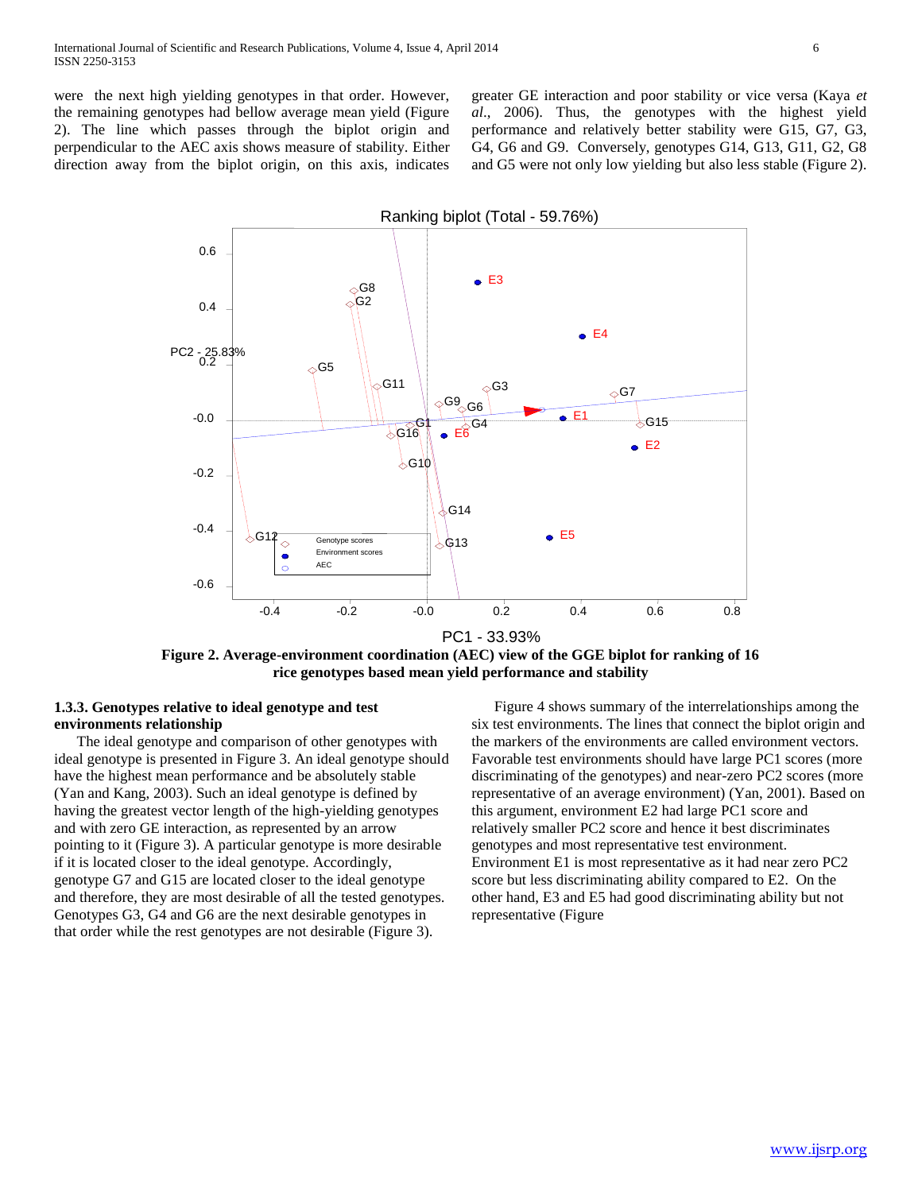were the next high yielding genotypes in that order. However, the remaining genotypes had bellow average mean yield (Figure 2). The line which passes through the biplot origin and perpendicular to the AEC axis shows measure of stability. Either direction away from the biplot origin, on this axis, indicates greater GE interaction and poor stability or vice versa (Kaya *et al.*, 2006). Thus, the genotypes with the highest yield performance and relatively better stability were G15, G7, G3, G4, G6 and G9. Conversely, genotypes G14, G13, G11, G2, G8 and G5 were not only low yielding but also less stable (Figure 2).

**Figure 2. Average-environment coordination (AEC) view of the GGE biplot for ranking of 16 rice genotypes based mean yield performance and stability**

#### 1.3.3. Genotypes relative to ideal genotype and test environments relationship

The ideal genotype and comparison of other genotypes with ideal genotype is presented in Figure 3. An ideal genotype should have the highest mean performance and be absolutely stable (Yan and Kang, 2003). Such an ideal genotype is defined by having the greatest vector length of the high-yielding genotypes and with zero GE interaction, as represented by an arrow pointing to it (Figure 3). A particular genotype is more desirable if it is located closer to the ideal genotype. Accordingly, genotype G7 and G15 are located closer to the ideal genotype and therefore, they are most desirable of all the tested genotypes. Genotypes G3, G4 and G6 are the next desirable genotypes in that order while the rest genotypes are not desirable (Figure 3).

Figure 4 shows summary of the interrelationships among the six test environments. The lines that connect the biplot origin and the markers of the environments are called environment vectors. Favorable test environments should have large PC1 scores (more discriminating of the genotypes) and near-zero PC2 scores (more representative of an average environment) (Yan, 2001). Based on this argument, environment E2 had large PC1 score and relatively smaller PC2 score and hence it best discriminates genotypes and most representative test environment. Environment E1 is most representative as it had near zero PC2 score but less discriminating ability compared to E2. On the other hand, E3 and E5 had good discriminating ability but not representative (Figure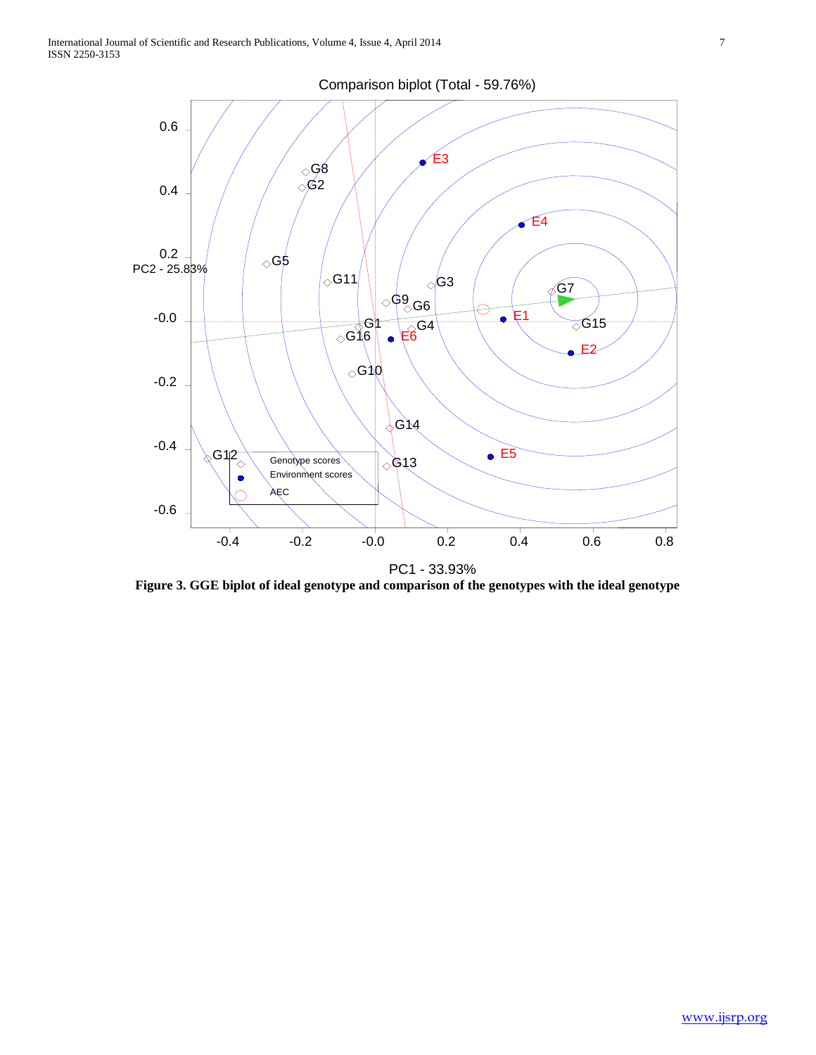Comparison biplot (Total - 59.76%)

**Figure 3. GGE biplot of ideal genotype and comparison of the genotypes with the ideal genotype**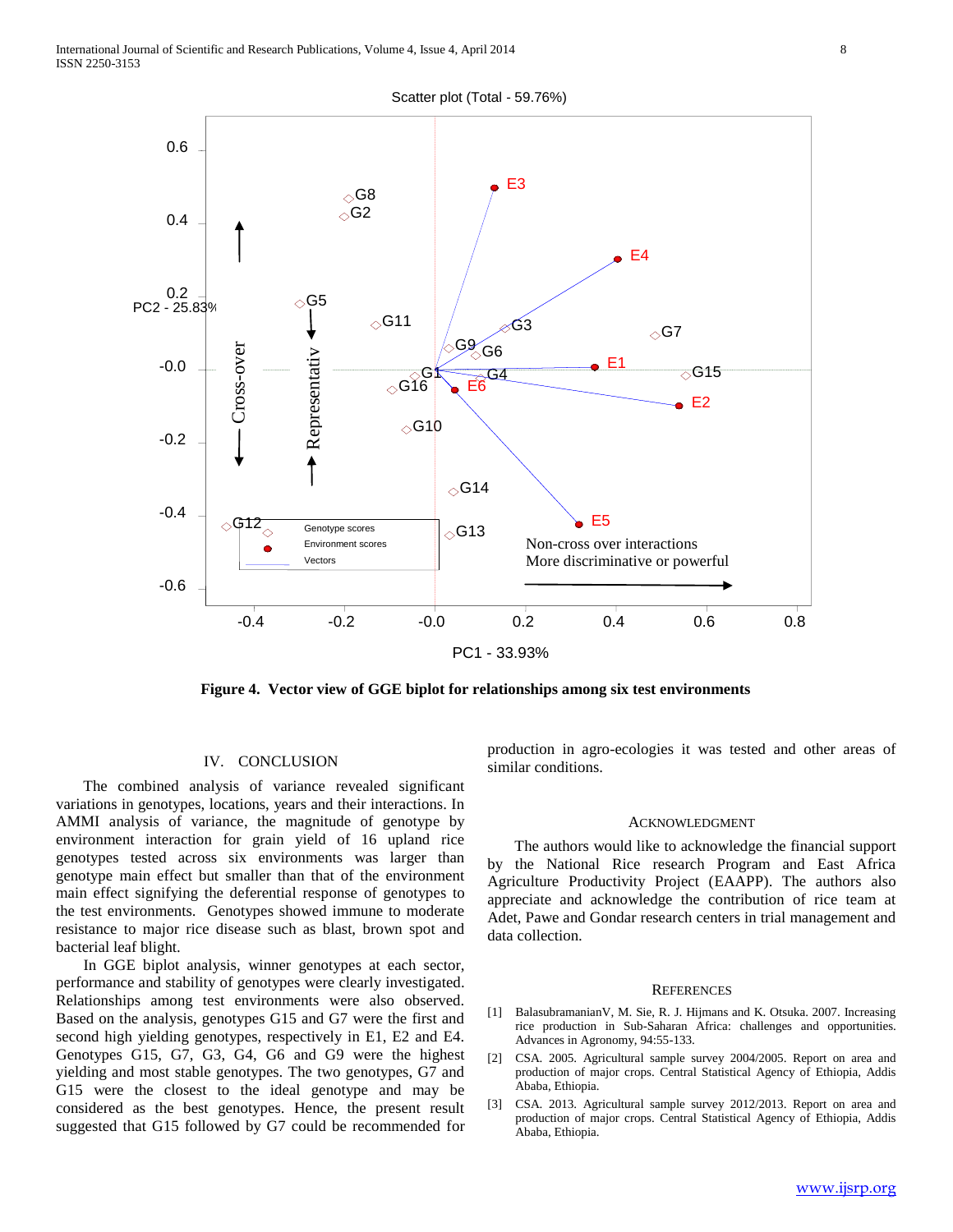Figure 4. Vector view of GGE biplot for relationships among six test environments

## IV. CONCLUSION

The combined analysis of variance revealed significant variations in genotypes, locations, years and their interactions. In AMMI analysis of variance, the magnitude of genotype by environment interaction for grain yield of 16 upland rice genotypes tested across six environments was larger than genotype main effect but smaller than that of the environment main effect signifying the differential response of genotypes to the test environments. Genotypes showed immune to moderate resistance to major rice disease such as blast, brown spot and bacterial leaf blight.

In GGE biplot analysis, winner genotypes at each sector, performance and stability of genotypes were clearly investigated. Relationships among test environments were also observed. Based on the analysis, genotypes G15 and G7 were the first and second high yielding genotypes, respectively in E1, E2 and E4. Genotypes G15, G7, G3, G4, G6 and G9 were the highest yielding and most stable genotypes. The two genotypes, G7 and G15 were the closest to the ideal genotype and may be considered as the best genotypes. Hence, the present result suggested that G15 followed by G7 could be recommended for production in agro-ecologies it was tested and other areas of similar conditions.

## ACKNOWLEDGMENT

The authors would like to acknowledge the financial support by the National Rice research Program and East Africa Agriculture Productivity Project (EAAPP). The authors also appreciate and acknowledge the contribution of rice team at Adet, Pawe and Gondar research centers in trial management and data collection.

## REFERENCES

[1] BalasubramanianV, M. Sie, R. J. Hijmans and K. Otsuka. 2007. Increasing rice production in Sub-Saharan Africa: challenges and opportunities. Advances in Agronomy, 94:55-133.

[2] CSA. 2005. Agricultural sample survey 2004/2005. Report on area and production of major crops. Central Statistical Agency of Ethiopia, Addis Ababa, Ethiopia.

[3] CSA. 2013. Agricultural sample survey 2012/2013. Report on area and production of major crops. Central Statistical Agency of Ethiopia, Addis Ababa, Ethiopia.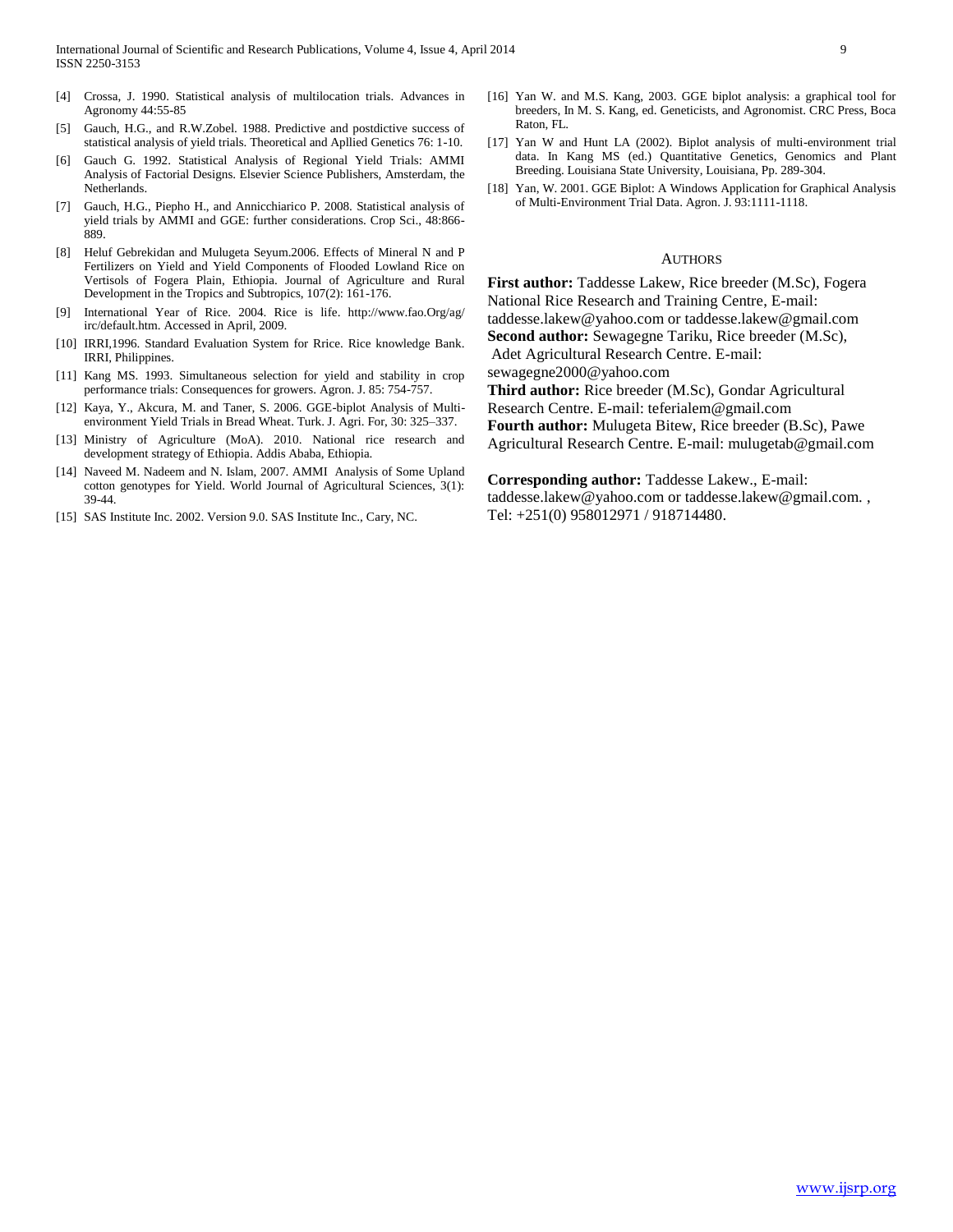[4] Crossa, J. 1990. Statistical analysis of multilocation trials. Advances in Agronomy 44:55-85

[5] Gauch, H.G., and R.W.Zobel. 1988. Predictive and postdictive success of statistical analysis of yield trials. Theoretical and Apllied Genetics 76: 1-10.

[6] Gauch G. 1992. Statistical Analysis of Regional Yield Trials: AMMI Analysis of Factorial Designs. Elsevier Science Publishers, Amsterdam, the Netherlands.

[7] Gauch, H.G., Piepho H., and Annicchiarico P. 2008. Statistical analysis of yield trials by AMMI and GGE: further considerations. Crop Sci., 48:866-889.

[8] Heluf Gebrekidan and Mulugeta Seyum.2006. Effects of Mineral N and P Fertilizers on Yield and Yield Components of Flooded Lowland Rice on Vertisols of Fogera Plain, Ethiopia. Journal of Agriculture and Rural Development in the Tropics and Subtropics, 107(2): 161-176.

[9] International Year of Rice. 2004. Rice is life. http://www.fao.Org/ag/irc/default.htm. Accessed in April, 2009.

[10] IRRI,1996. Standard Evaluation System for Rrice. Rice knowledge Bank. IRRI, Philippines.

[11] Kang MS. 1993. Simultaneous selection for yield and stability in crop performance trials: Consequences for growers. Agron. J. 85: 754-757.

[12] Kaya, Y., Akcura, M. and Taner, S. 2006. GGE-biplot Analysis of Multi-environment Yield Trials in Bread Wheat. Turk. J. Agri. For, 30: 325–337.

[13] Ministry of Agriculture (MoA). 2010. National rice research and development strategy of Ethiopia. Addis Ababa, Ethiopia.

[14] Naveed M. Nadeem and N. Islam, 2007. AMMI Analysis of Some Upland cotton genotypes for Yield. World Journal of Agricultural Sciences, 3(1): 39-44.

[15] SAS Institute Inc. 2002. Version 9.0. SAS Institute Inc., Cary, NC.

[16] Yan W. and M.S. Kang, 2003. GGE biplot analysis: a graphical tool for breeders, In M. S. Kang, ed. Geneticists, and Agronomist. CRC Press, Boca Raton, FL.

[17] Yan W and Hunt LA (2002). Biplot analysis of multi-environment trial data. In Kang MS (ed.) Quantitative Genetics, Genomics and Plant Breeding. Louisiana State University, Louisiana, Pp. 289-304.

[18] Yan, W. 2001. GGE Biplot: A Windows Application for Graphical Analysis of Multi-Environment Trial Data. Agron. J. 93:1111-1118.

## Authors

**First author:** Taddesse Lakew, Rice breeder (M.Sc), Fogera National Rice Research and Training Centre, E-mail: taddesse.lakew@yahoo.com or taddesse.lakew@gmail.com

**Second author:** Sewagegne Tariku, Rice breeder (M.Sc), Adet Agricultural Research Centre. E-mail: sewagegne2000@yahoo.com

**Third author:** Rice breeder (M.Sc), Gondar Agricultural Research Centre. E-mail: teferialem@gmail.com

**Fourth author:** Mulugeta Bitew, Rice breeder (B.Sc), Pawe Agricultural Research Centre. E-mail: mulugetab@gmail.com

**Corresponding author:** Taddesse Lakew., E-mail: taddesse.lakew@yahoo.com or taddesse.lakew@gmail.com. , Tel: +251(0) 958012971 / 918714480.